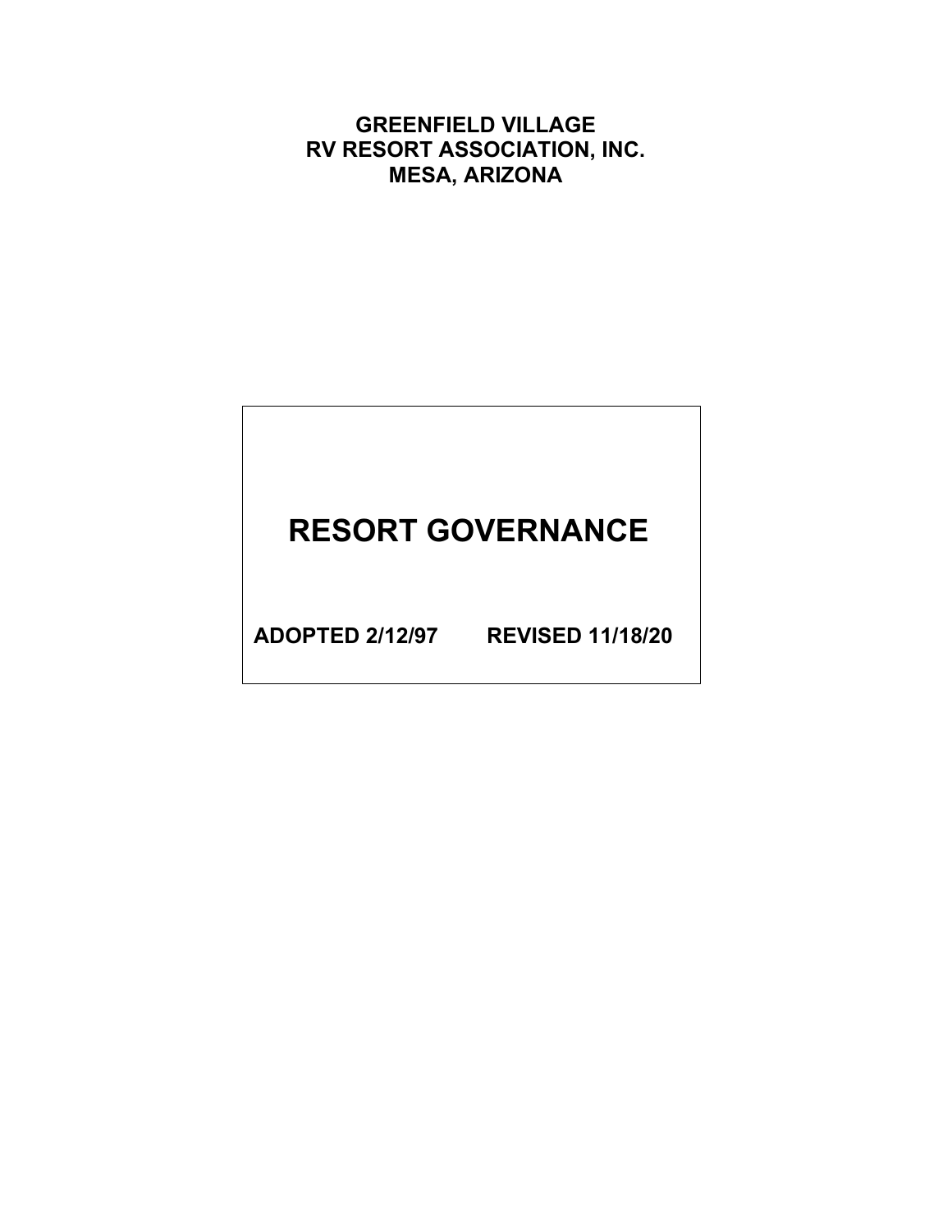**GREENFIELD VILLAGE**
**RV RESORT ASSOCIATION, INC.**
**MESA, ARIZONA**

# RESORT GOVERNANCE

**ADOPTED 2/12/97 REVISED 11/18/20**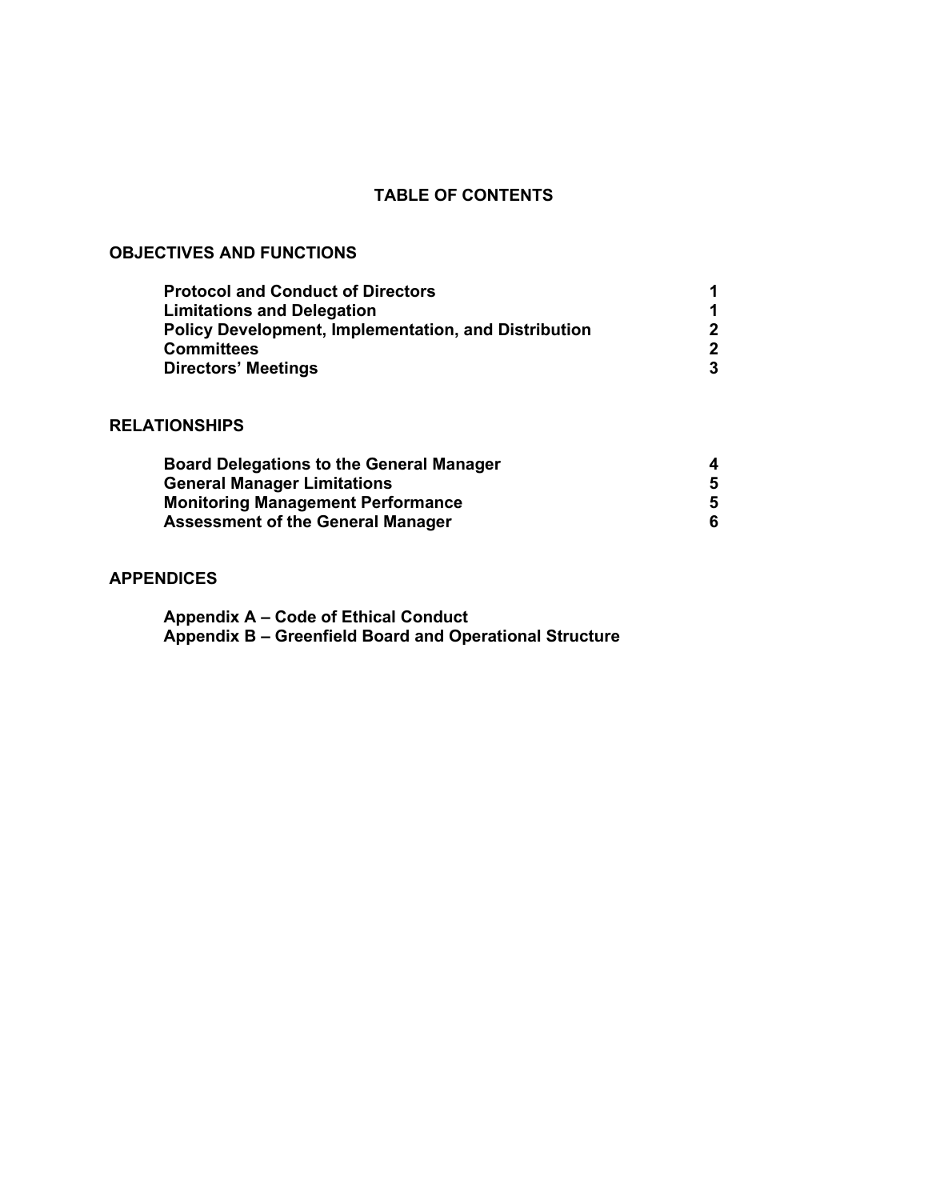# TABLE OF CONTENTS

## OBJECTIVES AND FUNCTIONS

| | |
|---|---|
| **Protocol and Conduct of Directors** | **1** |
| **Limitations and Delegation** | **1** |
| **Policy Development, Implementation, and Distribution** | **2** |
| **Committees** | **2** |
| **Directors' Meetings** | **3** |

## RELATIONSHIPS

| | |
|---|---|
| **Board Delegations to the General Manager** | **4** |
| **General Manager Limitations** | **5** |
| **Monitoring Management Performance** | **5** |
| **Assessment of the General Manager** | **6** |

## APPENDICES

**Appendix A – Code of Ethical Conduct**
**Appendix B – Greenfield Board and Operational Structure**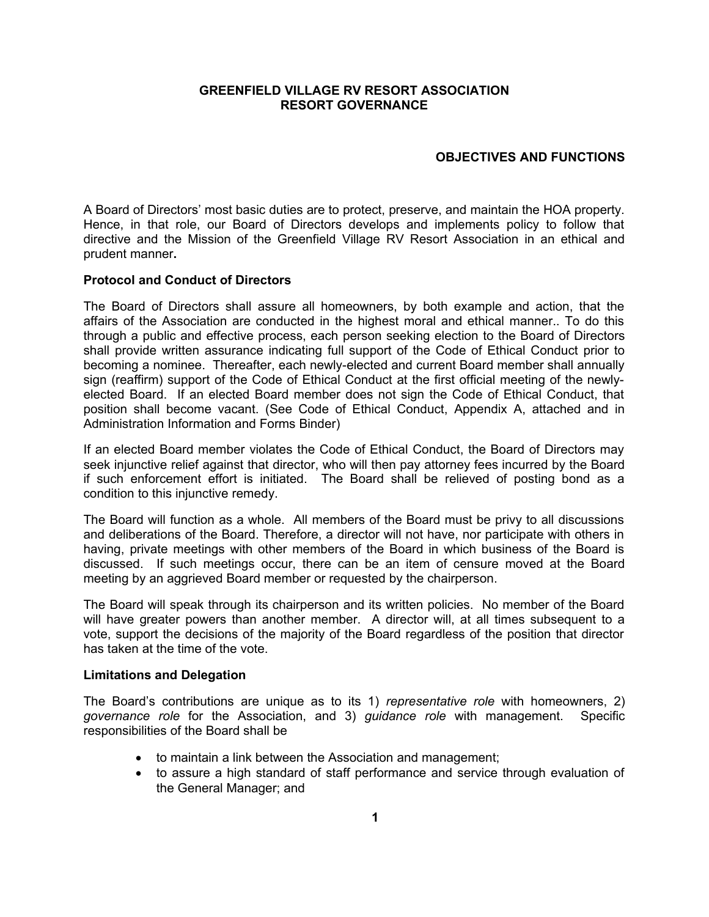# GREENFIELD VILLAGE RV RESORT ASSOCIATION
# RESORT GOVERNANCE

## OBJECTIVES AND FUNCTIONS

A Board of Directors' most basic duties are to protect, preserve, and maintain the HOA property. Hence, in that role, our Board of Directors develops and implements policy to follow that directive and the Mission of the Greenfield Village RV Resort Association in an ethical and prudent manner**.**

### Protocol and Conduct of Directors

The Board of Directors shall assure all homeowners, by both example and action, that the affairs of the Association are conducted in the highest moral and ethical manner.. To do this through a public and effective process, each person seeking election to the Board of Directors shall provide written assurance indicating full support of the Code of Ethical Conduct prior to becoming a nominee. Thereafter, each newly-elected and current Board member shall annually sign (reaffirm) support of the Code of Ethical Conduct at the first official meeting of the newly-elected Board. If an elected Board member does not sign the Code of Ethical Conduct, that position shall become vacant. (See Code of Ethical Conduct, Appendix A, attached and in Administration Information and Forms Binder)

If an elected Board member violates the Code of Ethical Conduct, the Board of Directors may seek injunctive relief against that director, who will then pay attorney fees incurred by the Board if such enforcement effort is initiated. The Board shall be relieved of posting bond as a condition to this injunctive remedy.

The Board will function as a whole. All members of the Board must be privy to all discussions and deliberations of the Board. Therefore, a director will not have, nor participate with others in having, private meetings with other members of the Board in which business of the Board is discussed. If such meetings occur, there can be an item of censure moved at the Board meeting by an aggrieved Board member or requested by the chairperson.

The Board will speak through its chairperson and its written policies. No member of the Board will have greater powers than another member. A director will, at all times subsequent to a vote, support the decisions of the majority of the Board regardless of the position that director has taken at the time of the vote.

### Limitations and Delegation

The Board's contributions are unique as to its 1) *representative role* with homeowners, 2) *governance role* for the Association, and 3) *guidance role* with management. Specific responsibilities of the Board shall be

- to maintain a link between the Association and management;
- to assure a high standard of staff performance and service through evaluation of the General Manager; and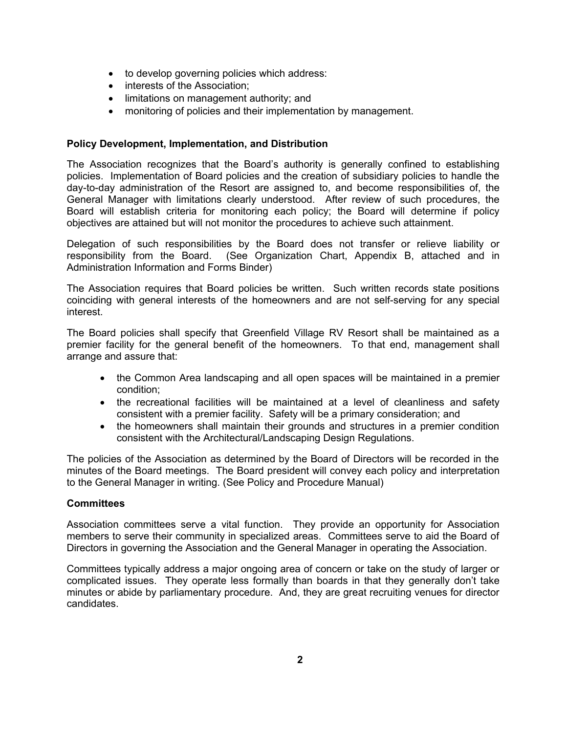- to develop governing policies which address:
- interests of the Association;
- limitations on management authority; and
- monitoring of policies and their implementation by management.

**Policy Development, Implementation, and Distribution**

The Association recognizes that the Board's authority is generally confined to establishing policies. Implementation of Board policies and the creation of subsidiary policies to handle the day-to-day administration of the Resort are assigned to, and become responsibilities of, the General Manager with limitations clearly understood. After review of such procedures, the Board will establish criteria for monitoring each policy; the Board will determine if policy objectives are attained but will not monitor the procedures to achieve such attainment.

Delegation of such responsibilities by the Board does not transfer or relieve liability or responsibility from the Board. (See Organization Chart, Appendix B, attached and in Administration Information and Forms Binder)

The Association requires that Board policies be written. Such written records state positions coinciding with general interests of the homeowners and are not self-serving for any special interest.

The Board policies shall specify that Greenfield Village RV Resort shall be maintained as a premier facility for the general benefit of the homeowners. To that end, management shall arrange and assure that:

- the Common Area landscaping and all open spaces will be maintained in a premier condition;
- the recreational facilities will be maintained at a level of cleanliness and safety consistent with a premier facility. Safety will be a primary consideration; and
- the homeowners shall maintain their grounds and structures in a premier condition consistent with the Architectural/Landscaping Design Regulations.

The policies of the Association as determined by the Board of Directors will be recorded in the minutes of the Board meetings. The Board president will convey each policy and interpretation to the General Manager in writing. (See Policy and Procedure Manual)

**Committees**

Association committees serve a vital function. They provide an opportunity for Association members to serve their community in specialized areas. Committees serve to aid the Board of Directors in governing the Association and the General Manager in operating the Association.

Committees typically address a major ongoing area of concern or take on the study of larger or complicated issues. They operate less formally than boards in that they generally don't take minutes or abide by parliamentary procedure. And, they are great recruiting venues for director candidates.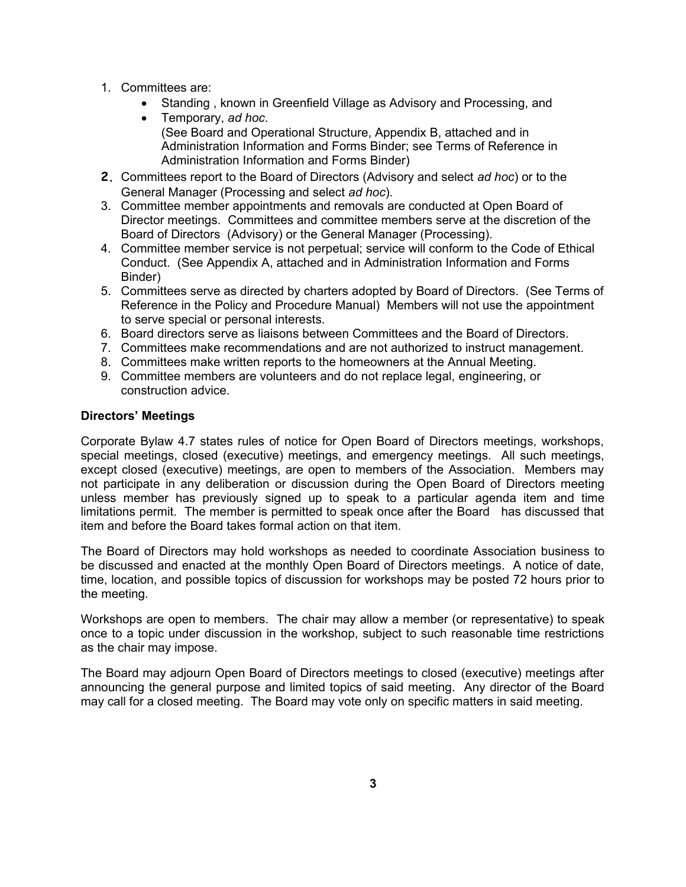1. Committees are:
   - Standing , known in Greenfield Village as Advisory and Processing, and
   - Temporary, *ad hoc*.
     (See Board and Operational Structure, Appendix B, attached and in Administration Information and Forms Binder; see Terms of Reference in Administration Information and Forms Binder)
2. Committees report to the Board of Directors (Advisory and select *ad hoc*) or to the General Manager (Processing and select *ad hoc*).
3. Committee member appointments and removals are conducted at Open Board of Director meetings. Committees and committee members serve at the discretion of the Board of Directors (Advisory) or the General Manager (Processing).
4. Committee member service is not perpetual; service will conform to the Code of Ethical Conduct. (See Appendix A, attached and in Administration Information and Forms Binder)
5. Committees serve as directed by charters adopted by Board of Directors. (See Terms of Reference in the Policy and Procedure Manual) Members will not use the appointment to serve special or personal interests.
6. Board directors serve as liaisons between Committees and the Board of Directors.
7. Committees make recommendations and are not authorized to instruct management.
8. Committees make written reports to the homeowners at the Annual Meeting.
9. Committee members are volunteers and do not replace legal, engineering, or construction advice.

**Directors' Meetings**

Corporate Bylaw 4.7 states rules of notice for Open Board of Directors meetings, workshops, special meetings, closed (executive) meetings, and emergency meetings. All such meetings, except closed (executive) meetings, are open to members of the Association. Members may not participate in any deliberation or discussion during the Open Board of Directors meeting unless member has previously signed up to speak to a particular agenda item and time limitations permit. The member is permitted to speak once after the Board has discussed that item and before the Board takes formal action on that item.

The Board of Directors may hold workshops as needed to coordinate Association business to be discussed and enacted at the monthly Open Board of Directors meetings. A notice of date, time, location, and possible topics of discussion for workshops may be posted 72 hours prior to the meeting.

Workshops are open to members. The chair may allow a member (or representative) to speak once to a topic under discussion in the workshop, subject to such reasonable time restrictions as the chair may impose.

The Board may adjourn Open Board of Directors meetings to closed (executive) meetings after announcing the general purpose and limited topics of said meeting. Any director of the Board may call for a closed meeting. The Board may vote only on specific matters in said meeting.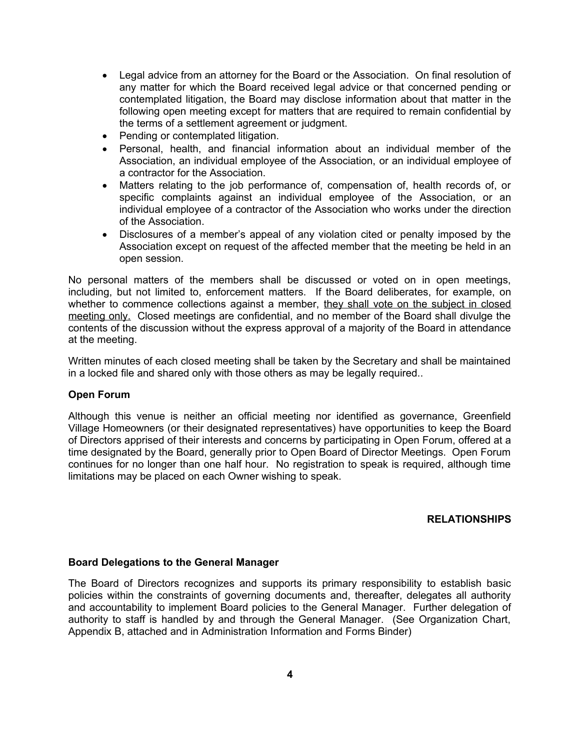- Legal advice from an attorney for the Board or the Association. On final resolution of any matter for which the Board received legal advice or that concerned pending or contemplated litigation, the Board may disclose information about that matter in the following open meeting except for matters that are required to remain confidential by the terms of a settlement agreement or judgment.
- Pending or contemplated litigation.
- Personal, health, and financial information about an individual member of the Association, an individual employee of the Association, or an individual employee of a contractor for the Association.
- Matters relating to the job performance of, compensation of, health records of, or specific complaints against an individual employee of the Association, or an individual employee of a contractor of the Association who works under the direction of the Association.
- Disclosures of a member's appeal of any violation cited or penalty imposed by the Association except on request of the affected member that the meeting be held in an open session.

No personal matters of the members shall be discussed or voted on in open meetings, including, but not limited to, enforcement matters. If the Board deliberates, for example, on whether to commence collections against a member, <u>they shall vote on the subject in closed meeting only.</u> Closed meetings are confidential, and no member of the Board shall divulge the contents of the discussion without the express approval of a majority of the Board in attendance at the meeting.

Written minutes of each closed meeting shall be taken by the Secretary and shall be maintained in a locked file and shared only with those others as may be legally required..

**Open Forum**

Although this venue is neither an official meeting nor identified as governance, Greenfield Village Homeowners (or their designated representatives) have opportunities to keep the Board of Directors apprised of their interests and concerns by participating in Open Forum, offered at a time designated by the Board, generally prior to Open Board of Director Meetings. Open Forum continues for no longer than one half hour. No registration to speak is required, although time limitations may be placed on each Owner wishing to speak.

## RELATIONSHIPS

**Board Delegations to the General Manager**

The Board of Directors recognizes and supports its primary responsibility to establish basic policies within the constraints of governing documents and, thereafter, delegates all authority and accountability to implement Board policies to the General Manager. Further delegation of authority to staff is handled by and through the General Manager. (See Organization Chart, Appendix B, attached and in Administration Information and Forms Binder)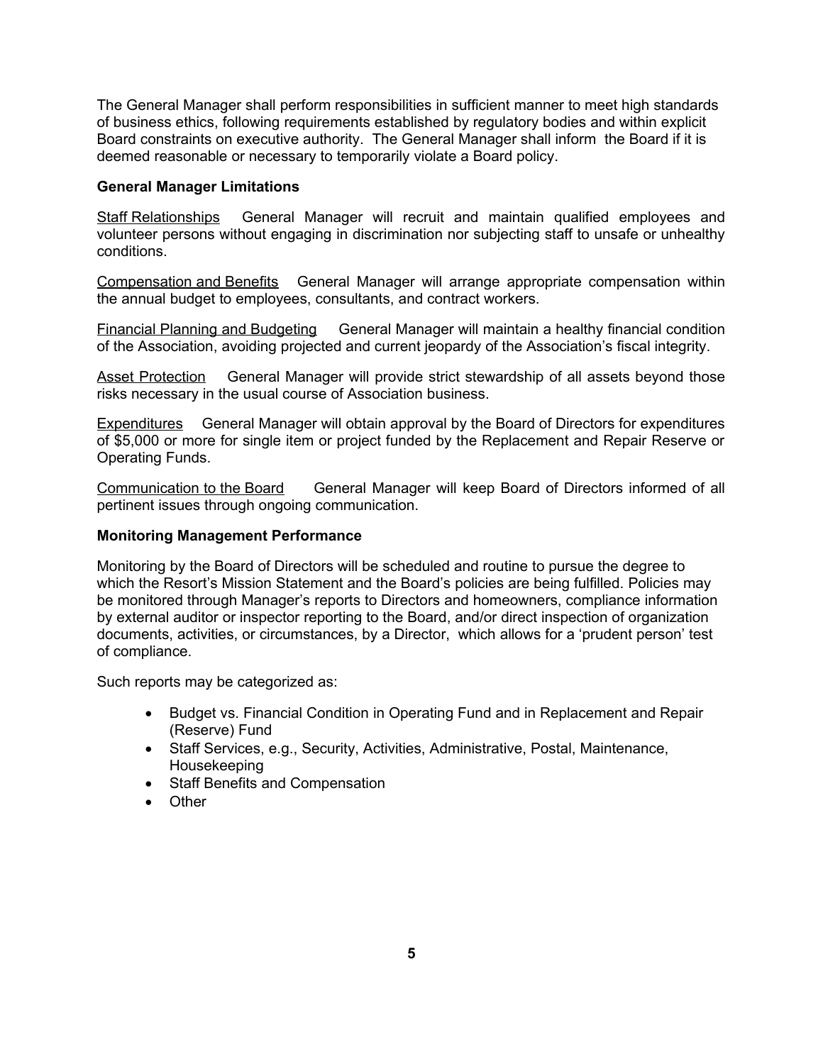The General Manager shall perform responsibilities in sufficient manner to meet high standards of business ethics, following requirements established by regulatory bodies and within explicit Board constraints on executive authority. The General Manager shall inform the Board if it is deemed reasonable or necessary to temporarily violate a Board policy.

**General Manager Limitations**

<u>Staff Relationships</u> General Manager will recruit and maintain qualified employees and volunteer persons without engaging in discrimination nor subjecting staff to unsafe or unhealthy conditions.

<u>Compensation and Benefits</u> General Manager will arrange appropriate compensation within the annual budget to employees, consultants, and contract workers.

<u>Financial Planning and Budgeting</u> General Manager will maintain a healthy financial condition of the Association, avoiding projected and current jeopardy of the Association's fiscal integrity.

<u>Asset Protection</u> General Manager will provide strict stewardship of all assets beyond those risks necessary in the usual course of Association business.

<u>Expenditures</u> General Manager will obtain approval by the Board of Directors for expenditures of $5,000 or more for single item or project funded by the Replacement and Repair Reserve or Operating Funds.

<u>Communication to the Board</u> General Manager will keep Board of Directors informed of all pertinent issues through ongoing communication.

**Monitoring Management Performance**

Monitoring by the Board of Directors will be scheduled and routine to pursue the degree to which the Resort's Mission Statement and the Board's policies are being fulfilled. Policies may be monitored through Manager's reports to Directors and homeowners, compliance information by external auditor or inspector reporting to the Board, and/or direct inspection of organization documents, activities, or circumstances, by a Director, which allows for a 'prudent person' test of compliance.

Such reports may be categorized as:

- Budget vs. Financial Condition in Operating Fund and in Replacement and Repair (Reserve) Fund
- Staff Services, e.g., Security, Activities, Administrative, Postal, Maintenance, Housekeeping
- Staff Benefits and Compensation
- Other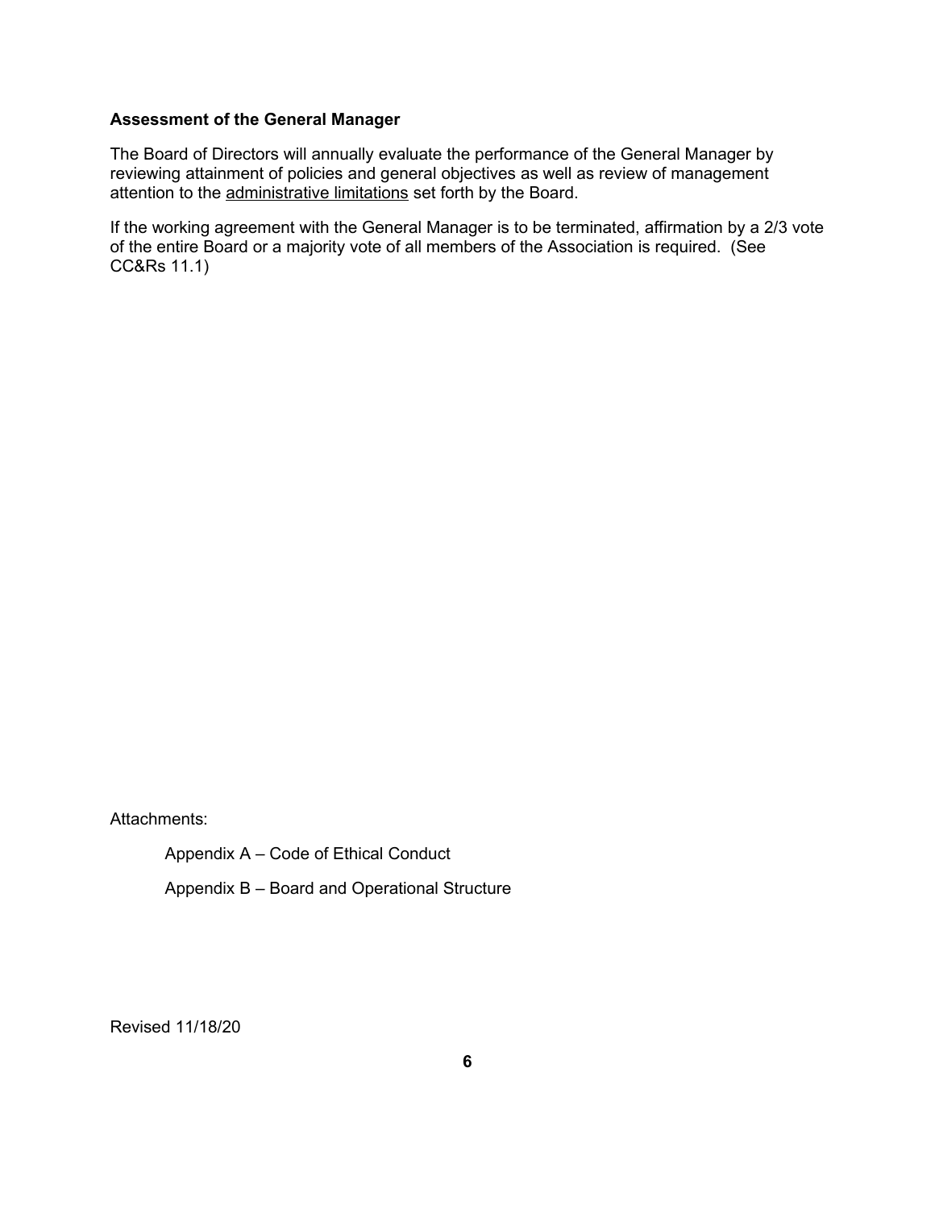**Assessment of the General Manager**

The Board of Directors will annually evaluate the performance of the General Manager by reviewing attainment of policies and general objectives as well as review of management attention to the <u>administrative limitations</u> set forth by the Board.

If the working agreement with the General Manager is to be terminated, affirmation by a 2/3 vote of the entire Board or a majority vote of all members of the Association is required. (See CC&Rs 11.1)

Attachments:

Appendix A – Code of Ethical Conduct

Appendix B – Board and Operational Structure

Revised 11/18/20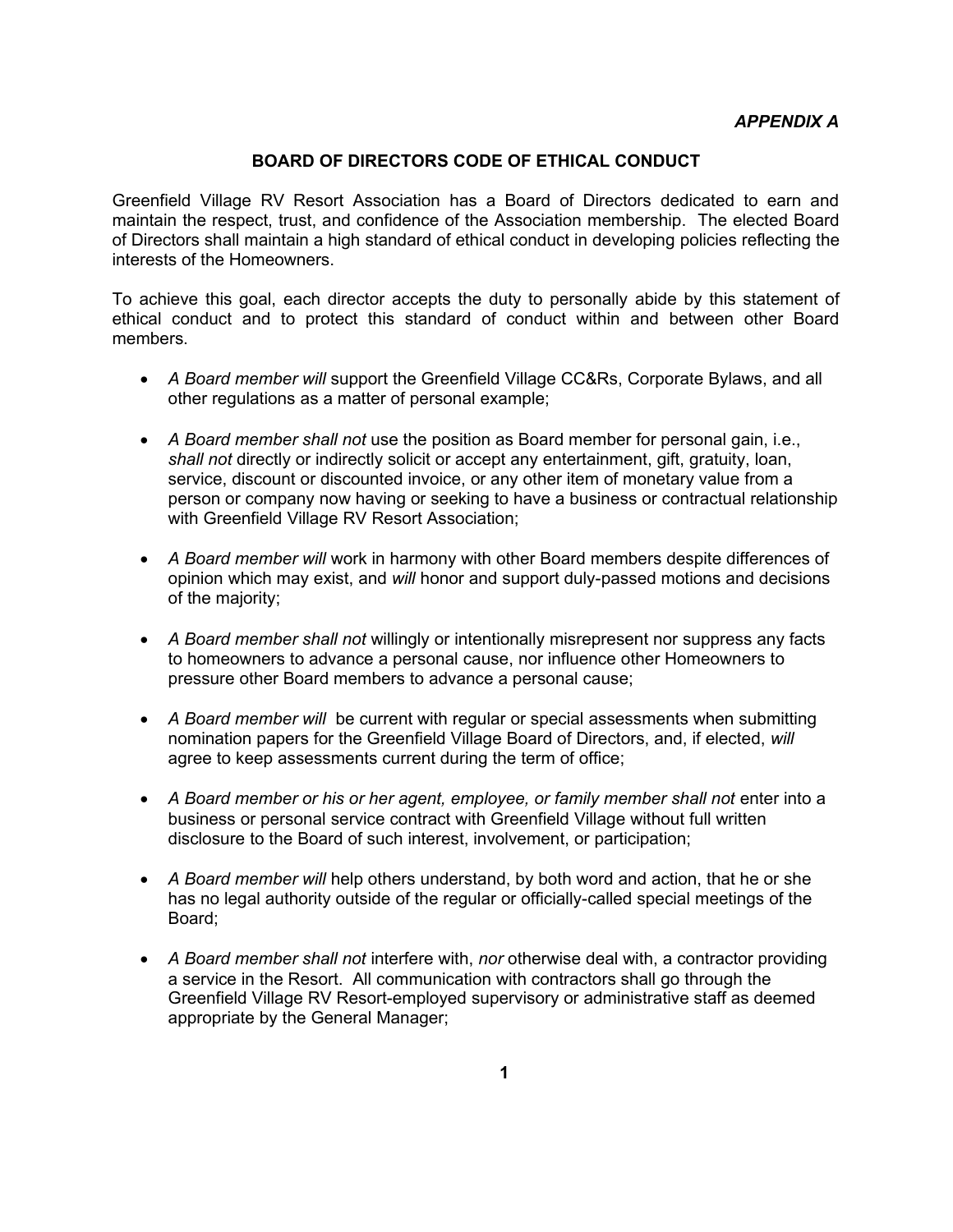*APPENDIX A*

## BOARD OF DIRECTORS CODE OF ETHICAL CONDUCT

Greenfield Village RV Resort Association has a Board of Directors dedicated to earn and maintain the respect, trust, and confidence of the Association membership. The elected Board of Directors shall maintain a high standard of ethical conduct in developing policies reflecting the interests of the Homeowners.

To achieve this goal, each director accepts the duty to personally abide by this statement of ethical conduct and to protect this standard of conduct within and between other Board members.

- *A Board member will* support the Greenfield Village CC&Rs, Corporate Bylaws, and all other regulations as a matter of personal example;

- *A Board member shall not* use the position as Board member for personal gain, i.e., *shall not* directly or indirectly solicit or accept any entertainment, gift, gratuity, loan, service, discount or discounted invoice, or any other item of monetary value from a person or company now having or seeking to have a business or contractual relationship with Greenfield Village RV Resort Association;

- *A Board member will* work in harmony with other Board members despite differences of opinion which may exist, and *will* honor and support duly-passed motions and decisions of the majority;

- *A Board member shall not* willingly or intentionally misrepresent nor suppress any facts to homeowners to advance a personal cause, nor influence other Homeowners to pressure other Board members to advance a personal cause;

- *A Board member will* be current with regular or special assessments when submitting nomination papers for the Greenfield Village Board of Directors, and, if elected, *will* agree to keep assessments current during the term of office;

- *A Board member or his or her agent, employee, or family member shall not* enter into a business or personal service contract with Greenfield Village without full written disclosure to the Board of such interest, involvement, or participation;

- *A Board member will* help others understand, by both word and action, that he or she has no legal authority outside of the regular or officially-called special meetings of the Board;

- *A Board member shall not* interfere with, *nor* otherwise deal with, a contractor providing a service in the Resort. All communication with contractors shall go through the Greenfield Village RV Resort-employed supervisory or administrative staff as deemed appropriate by the General Manager;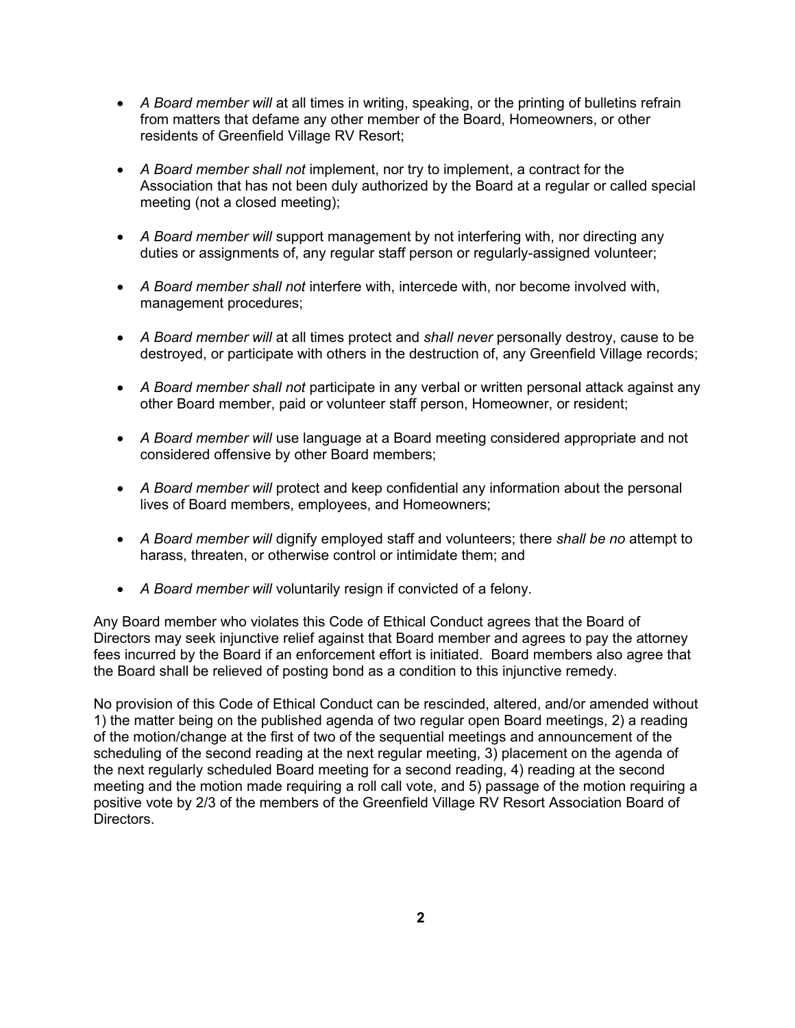- *A Board member will* at all times in writing, speaking, or the printing of bulletins refrain from matters that defame any other member of the Board, Homeowners, or other residents of Greenfield Village RV Resort;
- *A Board member shall not* implement, nor try to implement, a contract for the Association that has not been duly authorized by the Board at a regular or called special meeting (not a closed meeting);
- *A Board member will* support management by not interfering with, nor directing any duties or assignments of, any regular staff person or regularly-assigned volunteer;
- *A Board member shall not* interfere with, intercede with, nor become involved with, management procedures;
- *A Board member will* at all times protect and *shall never* personally destroy, cause to be destroyed, or participate with others in the destruction of, any Greenfield Village records;
- *A Board member shall not* participate in any verbal or written personal attack against any other Board member, paid or volunteer staff person, Homeowner, or resident;
- *A Board member will* use language at a Board meeting considered appropriate and not considered offensive by other Board members;
- *A Board member will* protect and keep confidential any information about the personal lives of Board members, employees, and Homeowners;
- *A Board member will* dignify employed staff and volunteers; there *shall be no* attempt to harass, threaten, or otherwise control or intimidate them; and
- *A Board member will* voluntarily resign if convicted of a felony.

Any Board member who violates this Code of Ethical Conduct agrees that the Board of Directors may seek injunctive relief against that Board member and agrees to pay the attorney fees incurred by the Board if an enforcement effort is initiated. Board members also agree that the Board shall be relieved of posting bond as a condition to this injunctive remedy.

No provision of this Code of Ethical Conduct can be rescinded, altered, and/or amended without 1) the matter being on the published agenda of two regular open Board meetings, 2) a reading of the motion/change at the first of two of the sequential meetings and announcement of the scheduling of the second reading at the next regular meeting, 3) placement on the agenda of the next regularly scheduled Board meeting for a second reading, 4) reading at the second meeting and the motion made requiring a roll call vote, and 5) passage of the motion requiring a positive vote by 2/3 of the members of the Greenfield Village RV Resort Association Board of Directors.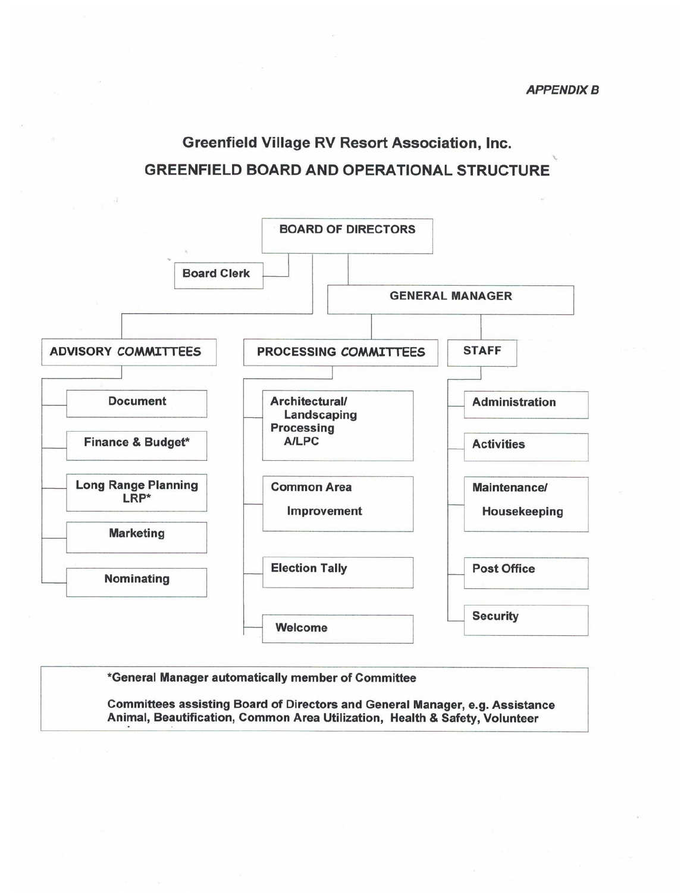*APPENDIX B*

## Greenfield Village RV Resort Association, Inc.

## GREENFIELD BOARD AND OPERATIONAL STRUCTURE

BOARD OF DIRECTORS

Board Clerk

GENERAL MANAGER

ADVISORY COMMITTEES

- Document
- Finance & Budget*
- Long Range Planning LRP*
- Marketing
- Nominating

PROCESSING COMMITTEES

- Architectural/ Landscaping Processing A/LPC
- Common Area Improvement
- Election Tally
- Welcome

STAFF

- Administration
- Activities
- Maintenance/ Housekeeping
- Post Office
- Security

*General Manager automatically member of Committee

Committees assisting Board of Directors and General Manager, e.g. Assistance Animal, Beautification, Common Area Utilization, Health & Safety, Volunteer